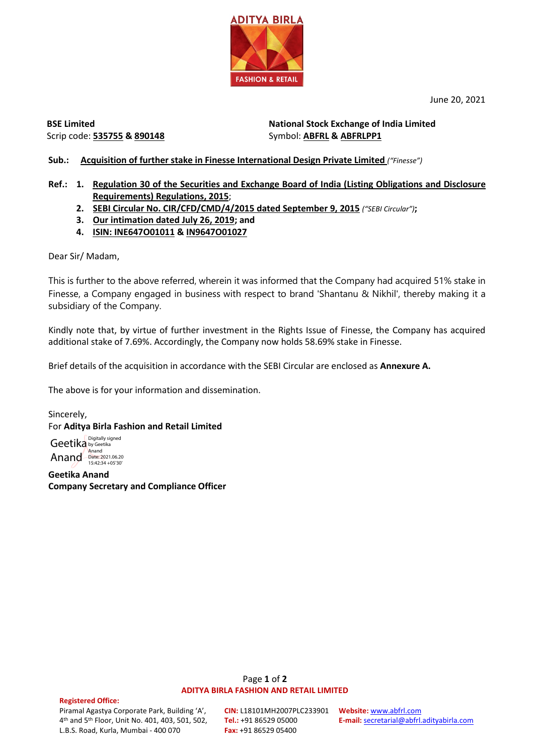June 20, 2021

**BSE Limited**
Scrip code: **535755** & **890148**

**National Stock Exchange of India Limited**
Symbol: **ABFRL** & **ABFRLPP1**

**Sub.: Acquisition of further stake in Finesse International Design Private Limited** *("Finesse")*

**Ref.:**
1. **Regulation 30 of the Securities and Exchange Board of India (Listing Obligations and Disclosure Requirements) Regulations, 2015**;
2. **SEBI Circular No. CIR/CFD/CMD/4/2015 dated September 9, 2015** *("SEBI Circular")*;
3. **Our intimation dated July 26, 2019; and**
4. **ISIN: INE647O01011 & IN9647O01027**

Dear Sir/ Madam,

This is further to the above referred, wherein it was informed that the Company had acquired 51% stake in Finesse, a Company engaged in business with respect to brand 'Shantanu & Nikhil', thereby making it a subsidiary of the Company.

Kindly note that, by virtue of further investment in the Rights Issue of Finesse, the Company has acquired additional stake of 7.69%. Accordingly, the Company now holds 58.69% stake in Finesse.

Brief details of the acquisition in accordance with the SEBI Circular are enclosed as **Annexure A.**

The above is for your information and dissemination.

Sincerely,
For **Aditya Birla Fashion and Retail Limited**

Geetika Anand (Digitally signed by Geetika Anand, Date: 2021.06.20 15:42:34 +05'30')

**Geetika Anand**
**Company Secretary and Compliance Officer**

**ADITYA BIRLA FASHION AND RETAIL LIMITED**

**Registered Office:**
Piramal Agastya Corporate Park, Building 'A', 4th and 5th Floor, Unit No. 401, 403, 501, 502, L.B.S. Road, Kurla, Mumbai - 400 070

**CIN:** L18101MH2007PLC233901
**Tel.:** +91 86529 05000
**Fax:** +91 86529 05400

**Website:** www.abfrl.com
**E-mail:** secretarial@abfrl.adityabirla.com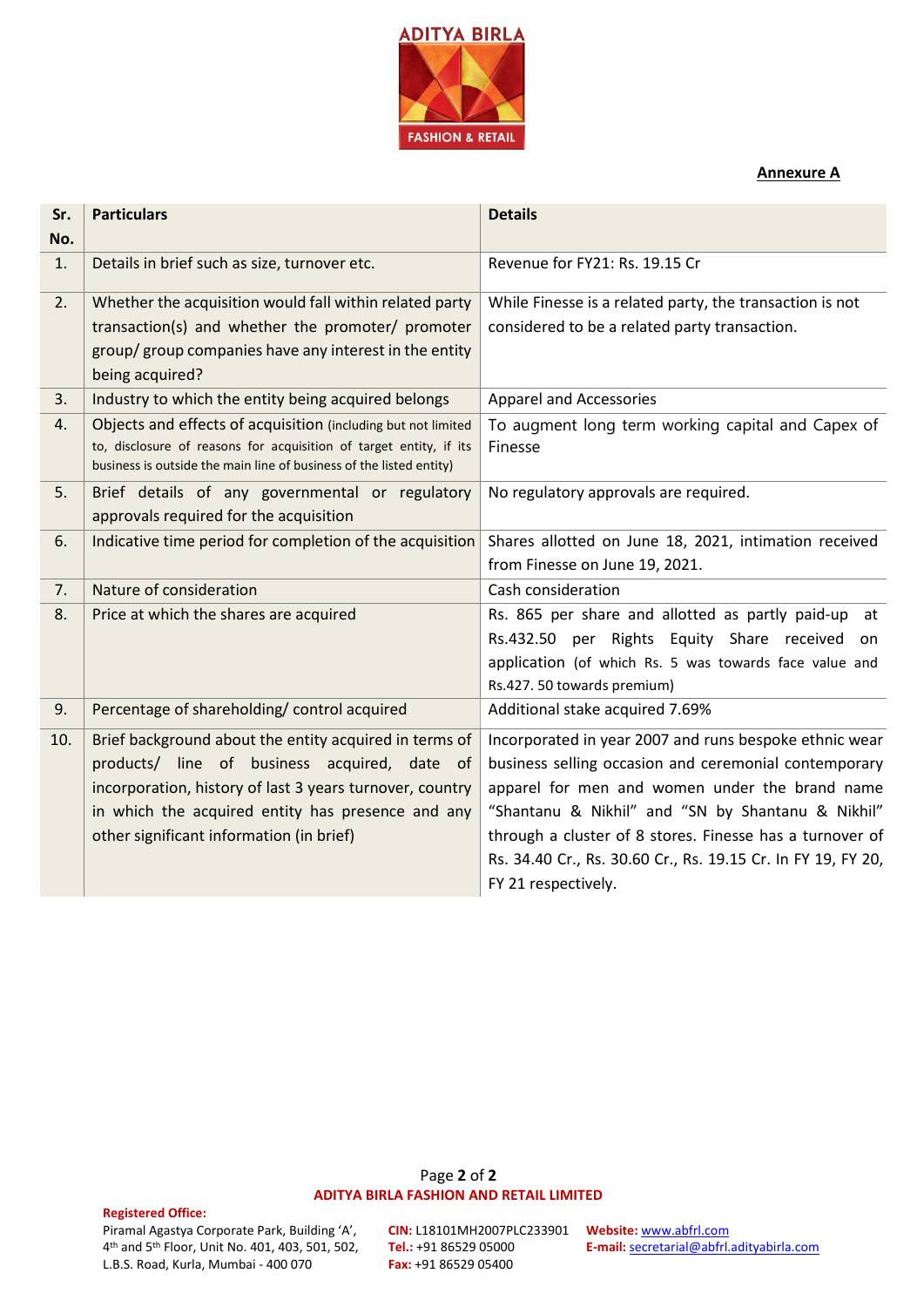**Annexure A**

| Sr. No. | Particulars | Details |
|---|---|---|
| 1. | Details in brief such as size, turnover etc. | Revenue for FY21: Rs. 19.15 Cr |
| 2. | Whether the acquisition would fall within related party transaction(s) and whether the promoter/ promoter group/ group companies have any interest in the entity being acquired? | While Finesse is a related party, the transaction is not considered to be a related party transaction. |
| 3. | Industry to which the entity being acquired belongs | Apparel and Accessories |
| 4. | Objects and effects of acquisition (including but not limited to, disclosure of reasons for acquisition of target entity, if its business is outside the main line of business of the listed entity) | To augment long term working capital and Capex of Finesse |
| 5. | Brief details of any governmental or regulatory approvals required for the acquisition | No regulatory approvals are required. |
| 6. | Indicative time period for completion of the acquisition | Shares allotted on June 18, 2021, intimation received from Finesse on June 19, 2021. |
| 7. | Nature of consideration | Cash consideration |
| 8. | Price at which the shares are acquired | Rs. 865 per share and allotted as partly paid-up at Rs.432.50 per Rights Equity Share received on application (of which Rs. 5 was towards face value and Rs.427. 50 towards premium) |
| 9. | Percentage of shareholding/ control acquired | Additional stake acquired 7.69% |
| 10. | Brief background about the entity acquired in terms of products/ line of business acquired, date of incorporation, history of last 3 years turnover, country in which the acquired entity has presence and any other significant information (in brief) | Incorporated in year 2007 and runs bespoke ethnic wear business selling occasion and ceremonial contemporary apparel for men and women under the brand name "Shantanu & Nikhil" and "SN by Shantanu & Nikhil" through a cluster of 8 stores. Finesse has a turnover of Rs. 34.40 Cr., Rs. 30.60 Cr., Rs. 19.15 Cr. In FY 19, FY 20, FY 21 respectively. |

**ADITYA BIRLA FASHION AND RETAIL LIMITED**

**Registered Office:**
Piramal Agastya Corporate Park, Building 'A', 4th and 5th Floor, Unit No. 401, 403, 501, 502, L.B.S. Road, Kurla, Mumbai - 400 070

**CIN:** L18101MH2007PLC233901
**Tel.:** +91 86529 05000
**Fax:** +91 86529 05400

**Website:** www.abfrl.com
**E-mail:** secretarial@abfrl.adityabirla.com